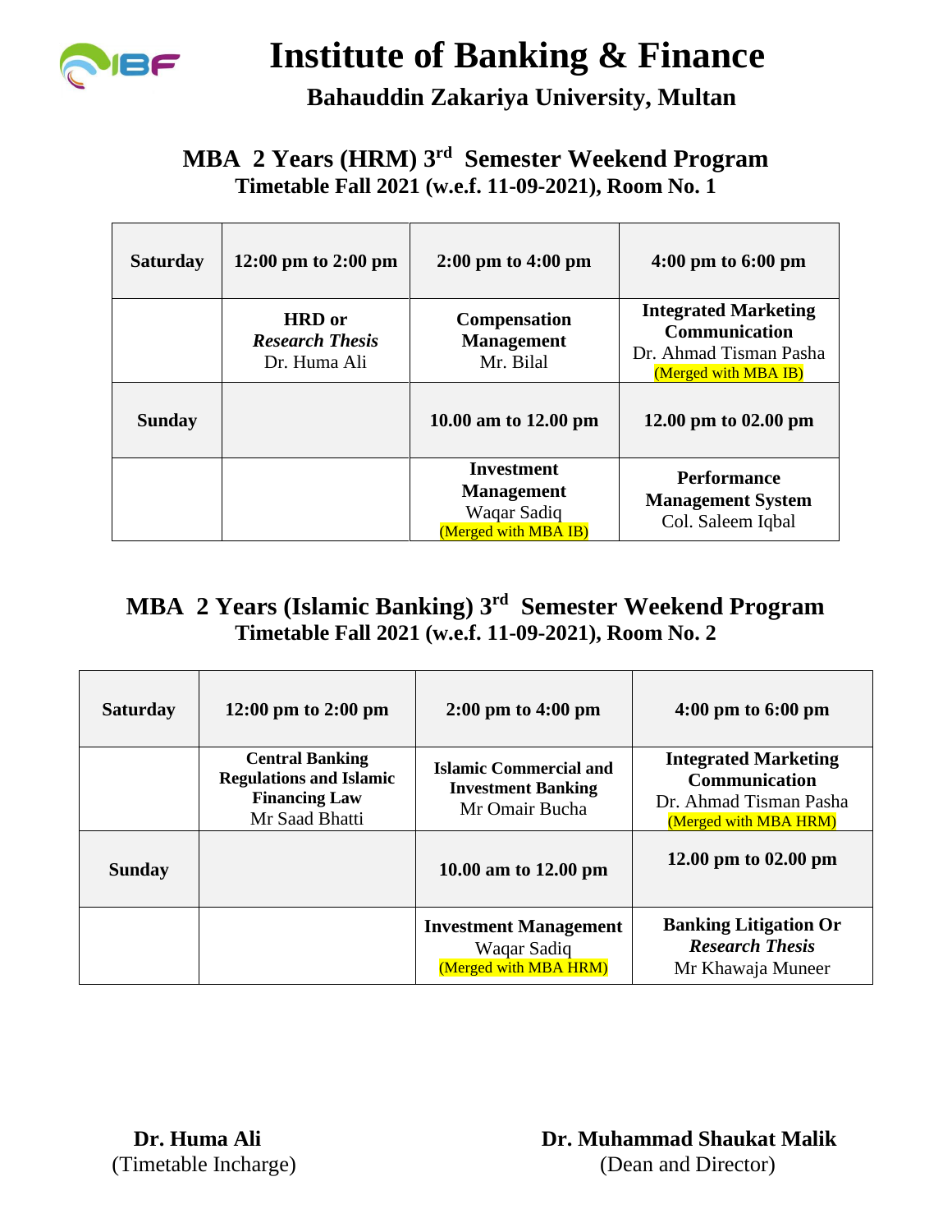# Institute of Banking & Finance

## Bahauddin Zakariya University, Multan

### MBA 2 Years (HRM) 3rd Semester Weekend Program

**Timetable Fall 2021 (w.e.f. 11-09-2021), Room No. 1**

| Saturday | 12:00 pm to 2:00 pm | 2:00 pm to 4:00 pm | 4:00 pm to 6:00 pm |
|---|---|---|---|
| | **HRD or** ***Research Thesis*** Dr. Huma Ali | **Compensation Management** Mr. Bilal | **Integrated Marketing Communication** Dr. Ahmad Tisman Pasha (Merged with MBA IB) |
| **Sunday** | | **10.00 am to 12.00 pm** | **12.00 pm to 02.00 pm** |
| | | **Investment Management** Waqar Sadiq (Merged with MBA IB) | **Performance Management System** Col. Saleem Iqbal |

### MBA 2 Years (Islamic Banking) 3rd Semester Weekend Program

**Timetable Fall 2021 (w.e.f. 11-09-2021), Room No. 2**

| Saturday | 12:00 pm to 2:00 pm | 2:00 pm to 4:00 pm | 4:00 pm to 6:00 pm |
|---|---|---|---|
| | **Central Banking Regulations and Islamic Financing Law** Mr Saad Bhatti | **Islamic Commercial and Investment Banking** Mr Omair Bucha | **Integrated Marketing Communication** Dr. Ahmad Tisman Pasha (Merged with MBA HRM) |
| **Sunday** | | **10.00 am to 12.00 pm** | **12.00 pm to 02.00 pm** |
| | | **Investment Management** Waqar Sadiq (Merged with MBA HRM) | **Banking Litigation Or** ***Research Thesis*** Mr Khawaja Muneer |

**Dr. Huma Ali**
(Timetable Incharge)

**Dr. Muhammad Shaukat Malik**
(Dean and Director)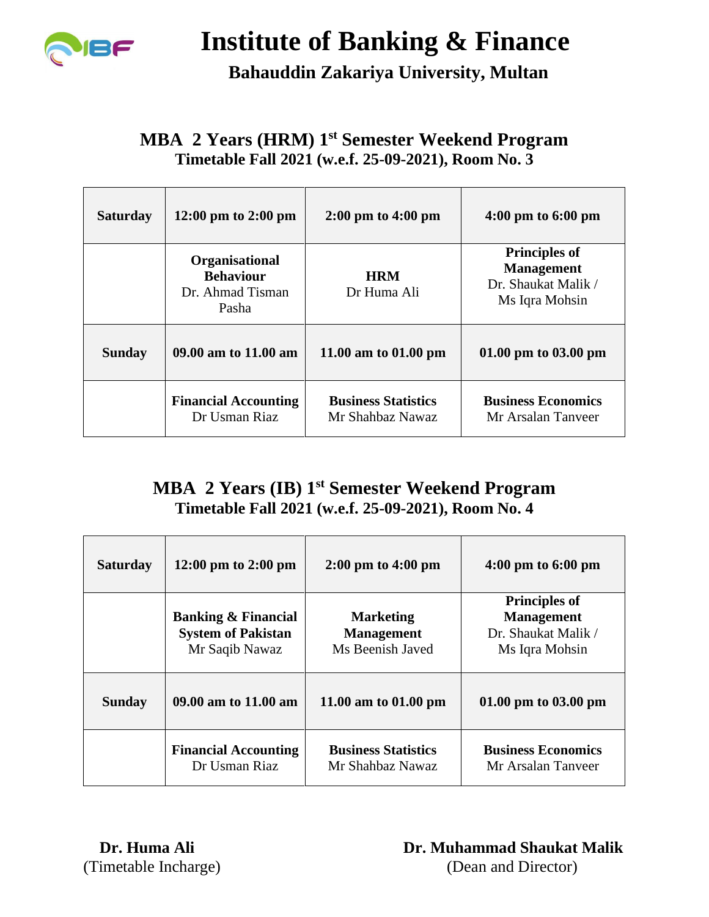# Institute of Banking & Finance

**Bahauddin Zakariya University, Multan**

## MBA 2 Years (HRM) 1st Semester Weekend Program

**Timetable Fall 2021 (w.e.f. 25-09-2021), Room No. 3**

| **Saturday** | **12:00 pm to 2:00 pm** | **2:00 pm to 4:00 pm** | **4:00 pm to 6:00 pm** |
|---|---|---|---|
| | **Organisational Behaviour** Dr. Ahmad Tisman Pasha | **HRM** Dr Huma Ali | **Principles of Management** Dr. Shaukat Malik / Ms Iqra Mohsin |
| **Sunday** | **09.00 am to 11.00 am** | **11.00 am to 01.00 pm** | **01.00 pm to 03.00 pm** |
| | **Financial Accounting** Dr Usman Riaz | **Business Statistics** Mr Shahbaz Nawaz | **Business Economics** Mr Arsalan Tanveer |

## MBA 2 Years (IB) 1st Semester Weekend Program

**Timetable Fall 2021 (w.e.f. 25-09-2021), Room No. 4**

| **Saturday** | **12:00 pm to 2:00 pm** | **2:00 pm to 4:00 pm** | **4:00 pm to 6:00 pm** |
|---|---|---|---|
| | **Banking & Financial System of Pakistan** Mr Saqib Nawaz | **Marketing Management** Ms Beenish Javed | **Principles of Management** Dr. Shaukat Malik / Ms Iqra Mohsin |
| **Sunday** | **09.00 am to 11.00 am** | **11.00 am to 01.00 pm** | **01.00 pm to 03.00 pm** |
| | **Financial Accounting** Dr Usman Riaz | **Business Statistics** Mr Shahbaz Nawaz | **Business Economics** Mr Arsalan Tanveer |

**Dr. Huma Ali**
(Timetable Incharge)

**Dr. Muhammad Shaukat Malik**
(Dean and Director)